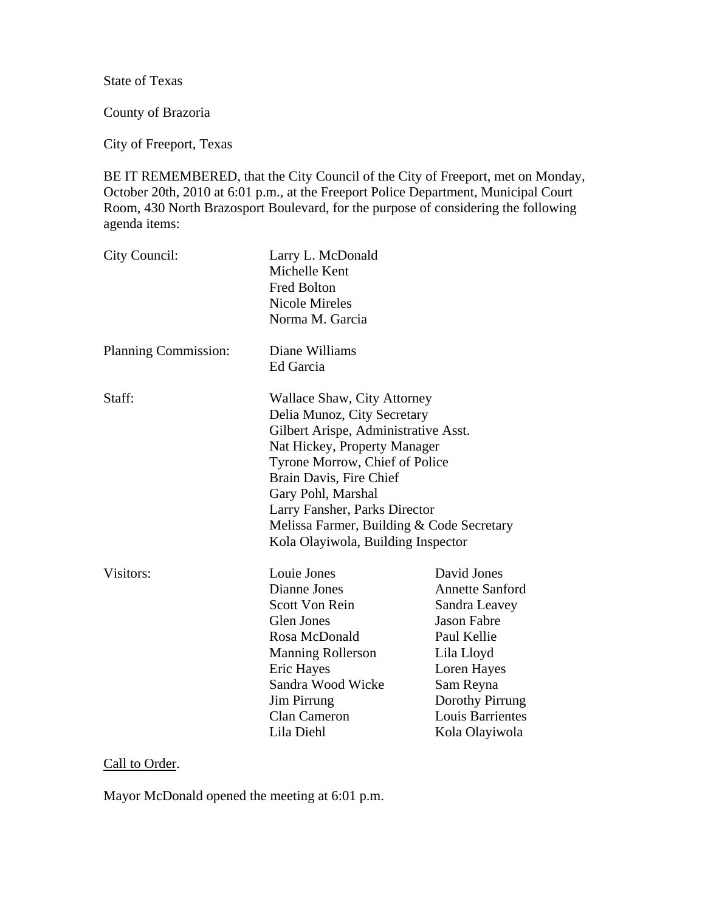State of Texas

County of Brazoria

City of Freeport, Texas

BE IT REMEMBERED, that the City Council of the City of Freeport, met on Monday, October 20th, 2010 at 6:01 p.m., at the Freeport Police Department, Municipal Court Room, 430 North Brazosport Boulevard, for the purpose of considering the following agenda items:

| | | |
|---|---|---|
| City Council: | Larry L. McDonald | |
| | Michelle Kent | |
| | Fred Bolton | |
| | Nicole Mireles | |
| | Norma M. Garcia | |
| Planning Commission: | Diane Williams | |
| | Ed Garcia | |
| Staff: | Wallace Shaw, City Attorney | |
| | Delia Munoz, City Secretary | |
| | Gilbert Arispe, Administrative Asst. | |
| | Nat Hickey, Property Manager | |
| | Tyrone Morrow, Chief of Police | |
| | Brain Davis, Fire Chief | |
| | Gary Pohl, Marshal | |
| | Larry Fansher, Parks Director | |
| | Melissa Farmer, Building & Code Secretary | |
| | Kola Olayiwola, Building Inspector | |
| Visitors: | Louie Jones | David Jones |
| | Dianne Jones | Annette Sanford |
| | Scott Von Rein | Sandra Leavey |
| | Glen Jones | Jason Fabre |
| | Rosa McDonald | Paul Kellie |
| | Manning Rollerson | Lila Lloyd |
| | Eric Hayes | Loren Hayes |
| | Sandra Wood Wicke | Sam Reyna |
| | Jim Pirrung | Dorothy Pirrung |
| | Clan Cameron | Louis Barrientes |
| | Lila Diehl | Kola Olayiwola |

Call to Order.

Mayor McDonald opened the meeting at 6:01 p.m.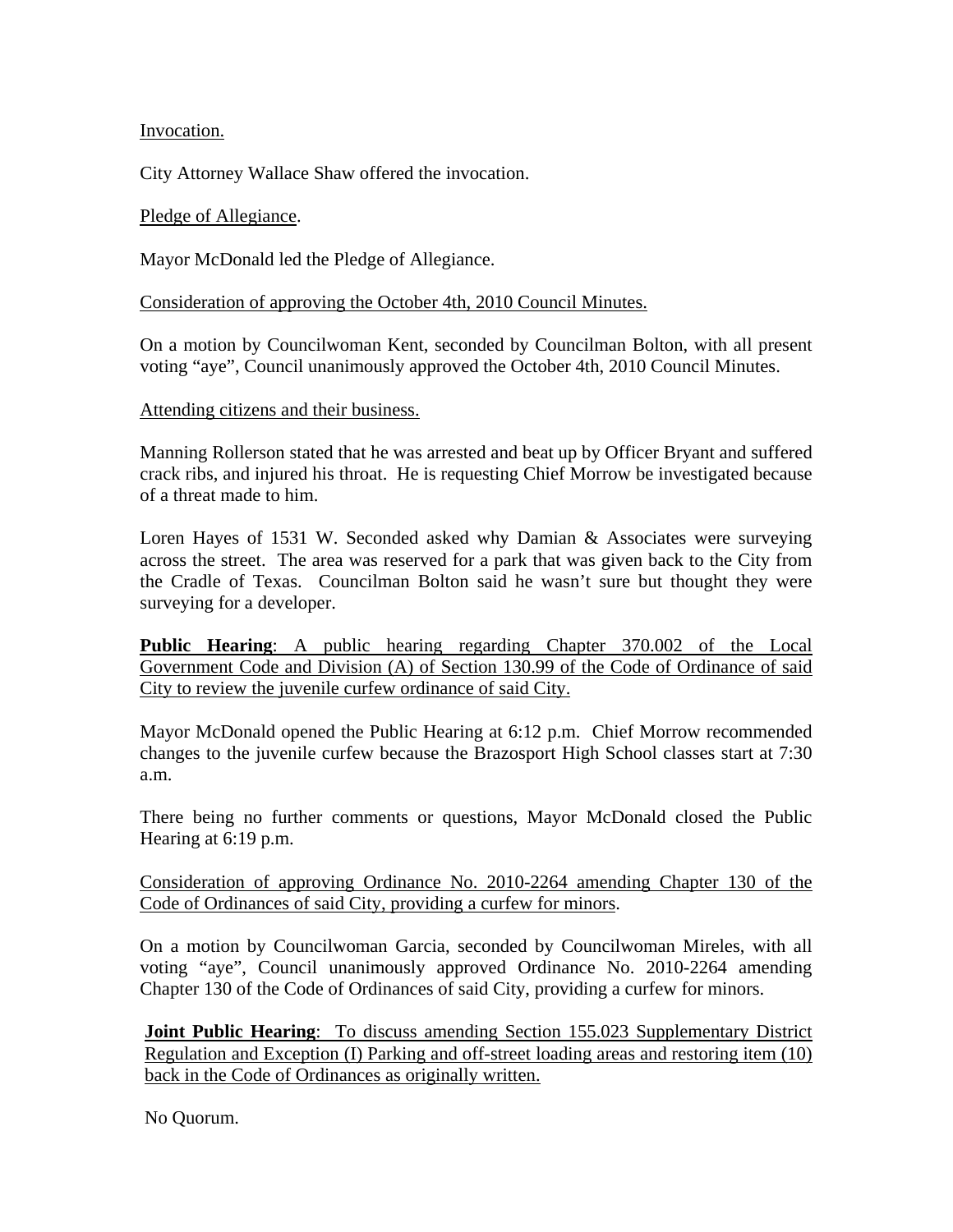Invocation.

City Attorney Wallace Shaw offered the invocation.

Pledge of Allegiance.

Mayor McDonald led the Pledge of Allegiance.

Consideration of approving the October 4th, 2010 Council Minutes.

On a motion by Councilwoman Kent, seconded by Councilman Bolton, with all present voting "aye", Council unanimously approved the October 4th, 2010 Council Minutes.

Attending citizens and their business.

Manning Rollerson stated that he was arrested and beat up by Officer Bryant and suffered crack ribs, and injured his throat. He is requesting Chief Morrow be investigated because of a threat made to him.

Loren Hayes of 1531 W. Seconded asked why Damian & Associates were surveying across the street. The area was reserved for a park that was given back to the City from the Cradle of Texas. Councilman Bolton said he wasn't sure but thought they were surveying for a developer.

**Public Hearing**: A public hearing regarding Chapter 370.002 of the Local Government Code and Division (A) of Section 130.99 of the Code of Ordinance of said City to review the juvenile curfew ordinance of said City.

Mayor McDonald opened the Public Hearing at 6:12 p.m. Chief Morrow recommended changes to the juvenile curfew because the Brazosport High School classes start at 7:30 a.m.

There being no further comments or questions, Mayor McDonald closed the Public Hearing at 6:19 p.m.

Consideration of approving Ordinance No. 2010-2264 amending Chapter 130 of the Code of Ordinances of said City, providing a curfew for minors.

On a motion by Councilwoman Garcia, seconded by Councilwoman Mireles, with all voting "aye", Council unanimously approved Ordinance No. 2010-2264 amending Chapter 130 of the Code of Ordinances of said City, providing a curfew for minors.

**Joint Public Hearing**: To discuss amending Section 155.023 Supplementary District Regulation and Exception (I) Parking and off-street loading areas and restoring item (10) back in the Code of Ordinances as originally written.

No Quorum.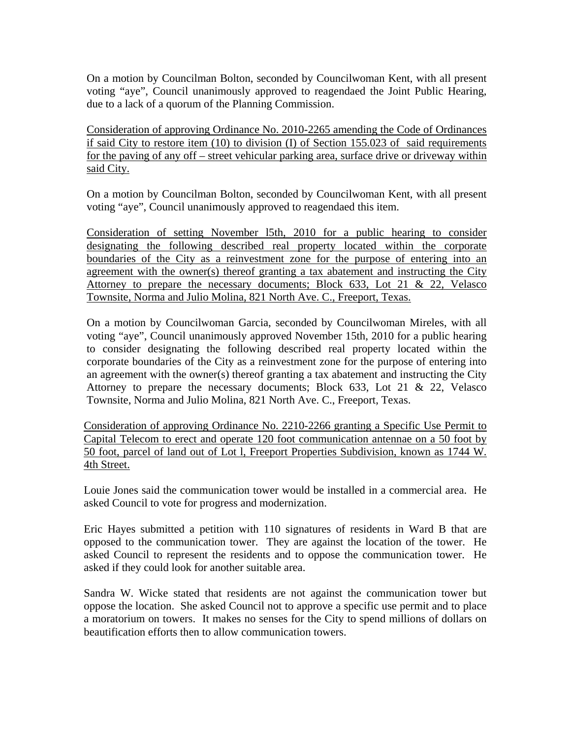On a motion by Councilman Bolton, seconded by Councilwoman Kent, with all present voting "aye", Council unanimously approved to reagendaed the Joint Public Hearing, due to a lack of a quorum of the Planning Commission.

<u>Consideration of approving Ordinance No. 2010-2265 amending the Code of Ordinances if said City to restore item (10) to division (I) of Section 155.023 of said requirements for the paving of any off – street vehicular parking area, surface drive or driveway within said City.</u>

On a motion by Councilman Bolton, seconded by Councilwoman Kent, with all present voting "aye", Council unanimously approved to reagendaed this item.

<u>Consideration of setting November l5th, 2010 for a public hearing to consider designating the following described real property located within the corporate boundaries of the City as a reinvestment zone for the purpose of entering into an agreement with the owner(s) thereof granting a tax abatement and instructing the City Attorney to prepare the necessary documents; Block 633, Lot 21 & 22, Velasco Townsite, Norma and Julio Molina, 821 North Ave. C., Freeport, Texas.</u>

On a motion by Councilwoman Garcia, seconded by Councilwoman Mireles, with all voting "aye", Council unanimously approved November 15th, 2010 for a public hearing to consider designating the following described real property located within the corporate boundaries of the City as a reinvestment zone for the purpose of entering into an agreement with the owner(s) thereof granting a tax abatement and instructing the City Attorney to prepare the necessary documents; Block 633, Lot 21 & 22, Velasco Townsite, Norma and Julio Molina, 821 North Ave. C., Freeport, Texas.

<u>Consideration of approving Ordinance No. 2210-2266 granting a Specific Use Permit to Capital Telecom to erect and operate 120 foot communication antennae on a 50 foot by 50 foot, parcel of land out of Lot l, Freeport Properties Subdivision, known as 1744 W. 4th Street.</u>

Louie Jones said the communication tower would be installed in a commercial area. He asked Council to vote for progress and modernization.

Eric Hayes submitted a petition with 110 signatures of residents in Ward B that are opposed to the communication tower. They are against the location of the tower. He asked Council to represent the residents and to oppose the communication tower. He asked if they could look for another suitable area.

Sandra W. Wicke stated that residents are not against the communication tower but oppose the location. She asked Council not to approve a specific use permit and to place a moratorium on towers. It makes no senses for the City to spend millions of dollars on beautification efforts then to allow communication towers.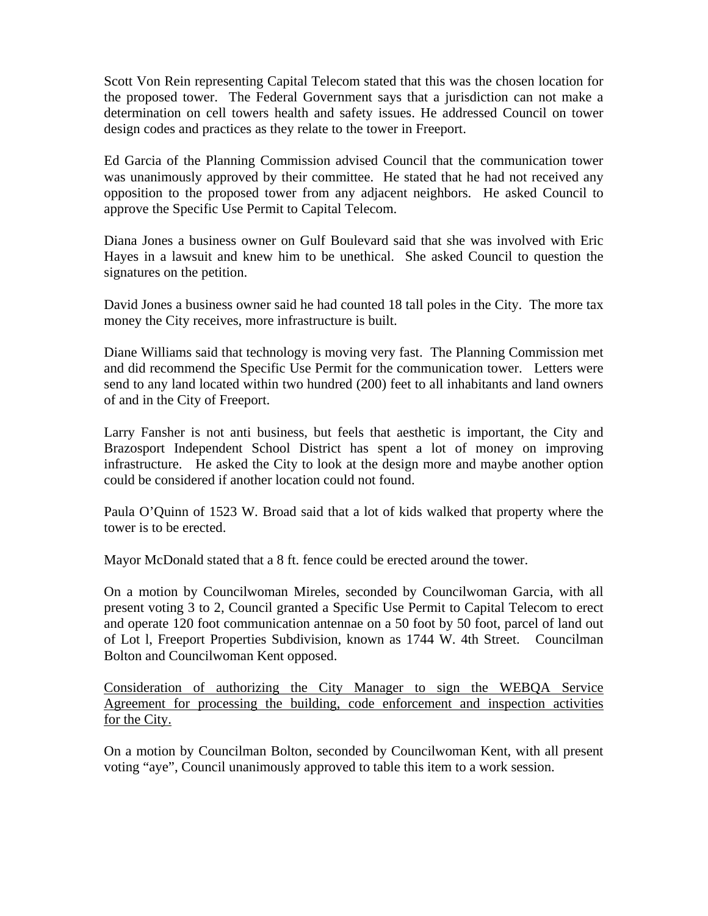Scott Von Rein representing Capital Telecom stated that this was the chosen location for the proposed tower. The Federal Government says that a jurisdiction can not make a determination on cell towers health and safety issues. He addressed Council on tower design codes and practices as they relate to the tower in Freeport.

Ed Garcia of the Planning Commission advised Council that the communication tower was unanimously approved by their committee. He stated that he had not received any opposition to the proposed tower from any adjacent neighbors. He asked Council to approve the Specific Use Permit to Capital Telecom.

Diana Jones a business owner on Gulf Boulevard said that she was involved with Eric Hayes in a lawsuit and knew him to be unethical. She asked Council to question the signatures on the petition.

David Jones a business owner said he had counted 18 tall poles in the City. The more tax money the City receives, more infrastructure is built.

Diane Williams said that technology is moving very fast. The Planning Commission met and did recommend the Specific Use Permit for the communication tower. Letters were send to any land located within two hundred (200) feet to all inhabitants and land owners of and in the City of Freeport.

Larry Fansher is not anti business, but feels that aesthetic is important, the City and Brazosport Independent School District has spent a lot of money on improving infrastructure. He asked the City to look at the design more and maybe another option could be considered if another location could not found.

Paula O'Quinn of 1523 W. Broad said that a lot of kids walked that property where the tower is to be erected.

Mayor McDonald stated that a 8 ft. fence could be erected around the tower.

On a motion by Councilwoman Mireles, seconded by Councilwoman Garcia, with all present voting 3 to 2, Council granted a Specific Use Permit to Capital Telecom to erect and operate 120 foot communication antennae on a 50 foot by 50 foot, parcel of land out of Lot l, Freeport Properties Subdivision, known as 1744 W. 4th Street. Councilman Bolton and Councilwoman Kent opposed.

<u>Consideration of authorizing the City Manager to sign the WEBQA Service Agreement for processing the building, code enforcement and inspection activities for the City.</u>

On a motion by Councilman Bolton, seconded by Councilwoman Kent, with all present voting "aye", Council unanimously approved to table this item to a work session.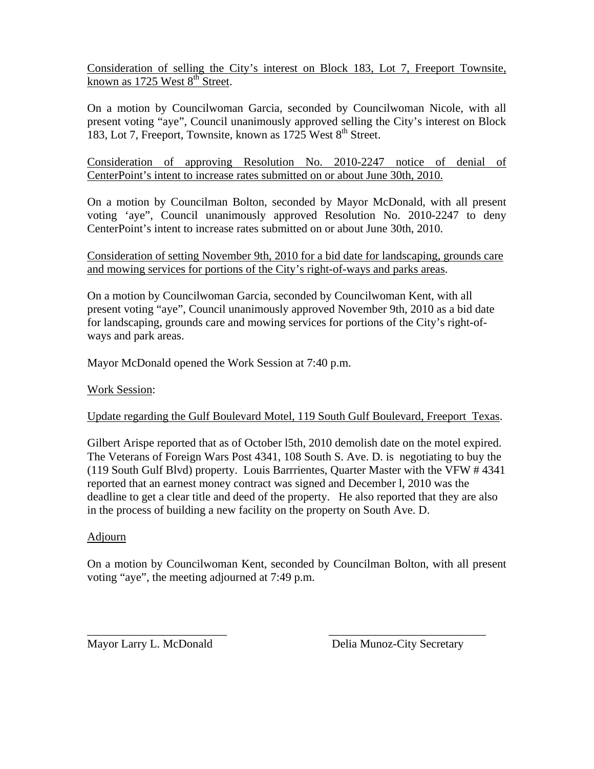<u>Consideration of selling the City's interest on Block 183, Lot 7, Freeport Townsite, known as 1725 West 8th Street</u>.

On a motion by Councilwoman Garcia, seconded by Councilwoman Nicole, with all present voting "aye", Council unanimously approved selling the City's interest on Block 183, Lot 7, Freeport, Townsite, known as 1725 West 8th Street.

<u>Consideration of approving Resolution No. 2010-2247 notice of denial of CenterPoint's intent to increase rates submitted on or about June 30th, 2010.</u>

On a motion by Councilman Bolton, seconded by Mayor McDonald, with all present voting 'aye", Council unanimously approved Resolution No. 2010-2247 to deny CenterPoint's intent to increase rates submitted on or about June 30th, 2010.

<u>Consideration of setting November 9th, 2010 for a bid date for landscaping, grounds care and mowing services for portions of the City's right-of-ways and parks areas</u>.

On a motion by Councilwoman Garcia, seconded by Councilwoman Kent, with all present voting "aye", Council unanimously approved November 9th, 2010 as a bid date for landscaping, grounds care and mowing services for portions of the City's right-of-ways and park areas.

Mayor McDonald opened the Work Session at 7:40 p.m.

<u>Work Session</u>:

<u>Update regarding the Gulf Boulevard Motel, 119 South Gulf Boulevard, Freeport Texas</u>.

Gilbert Arispe reported that as of October l5th, 2010 demolish date on the motel expired. The Veterans of Foreign Wars Post 4341, 108 South S. Ave. D. is negotiating to buy the (119 South Gulf Blvd) property. Louis Barrrientes, Quarter Master with the VFW # 4341 reported that an earnest money contract was signed and December l, 2010 was the deadline to get a clear title and deed of the property. He also reported that they are also in the process of building a new facility on the property on South Ave. D.

<u>Adjourn</u>

On a motion by Councilwoman Kent, seconded by Councilman Bolton, with all present voting "aye", the meeting adjourned at 7:49 p.m.

\_\_\_\_\_\_\_\_\_\_\_\_\_\_\_\_\_\_\_\_\_\_\_\_\_ \_\_\_\_\_\_\_\_\_\_\_\_\_\_\_\_\_\_\_\_\_\_\_\_\_\_\_\_

Mayor Larry L. McDonald Delia Munoz-City Secretary